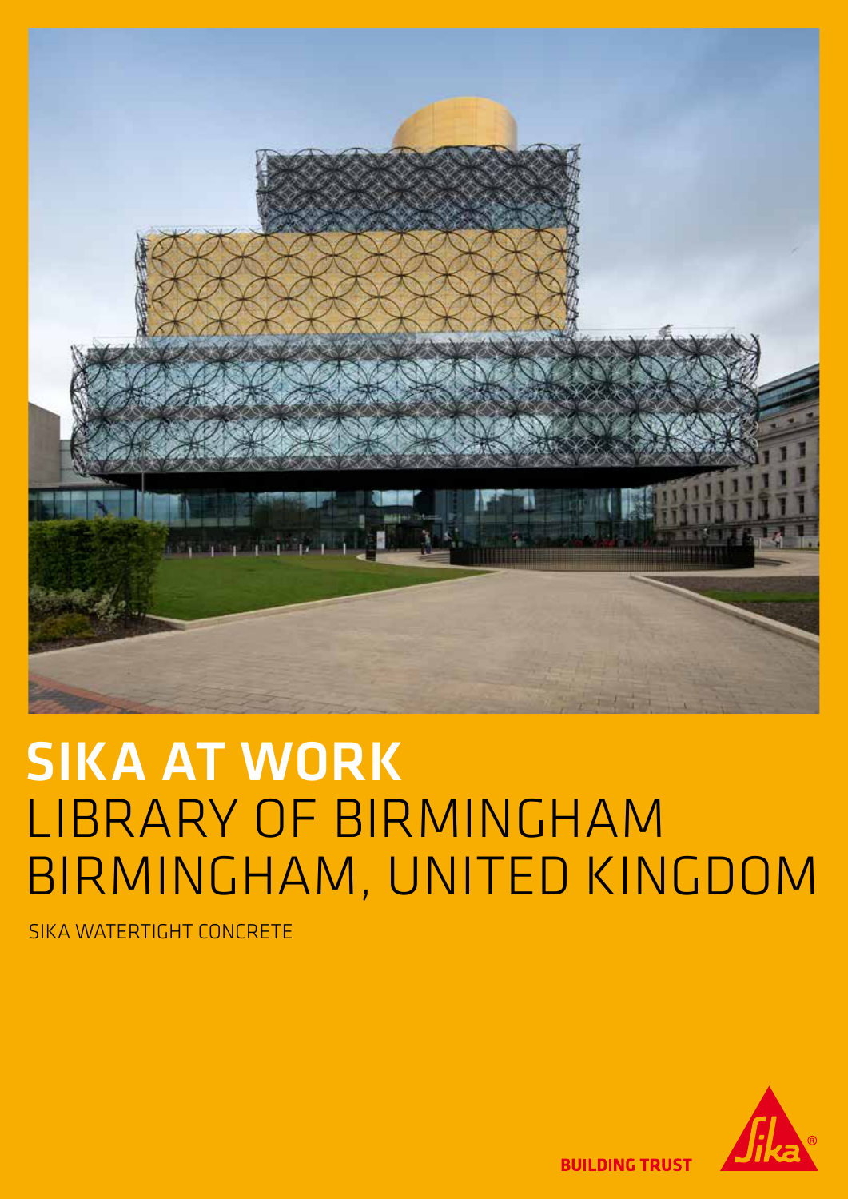# SIKA AT WORK
# LIBRARY OF BIRMINGHAM BIRMINGHAM, UNITED KINGDOM

SIKA WATERTIGHT CONCRETE

BUILDING TRUST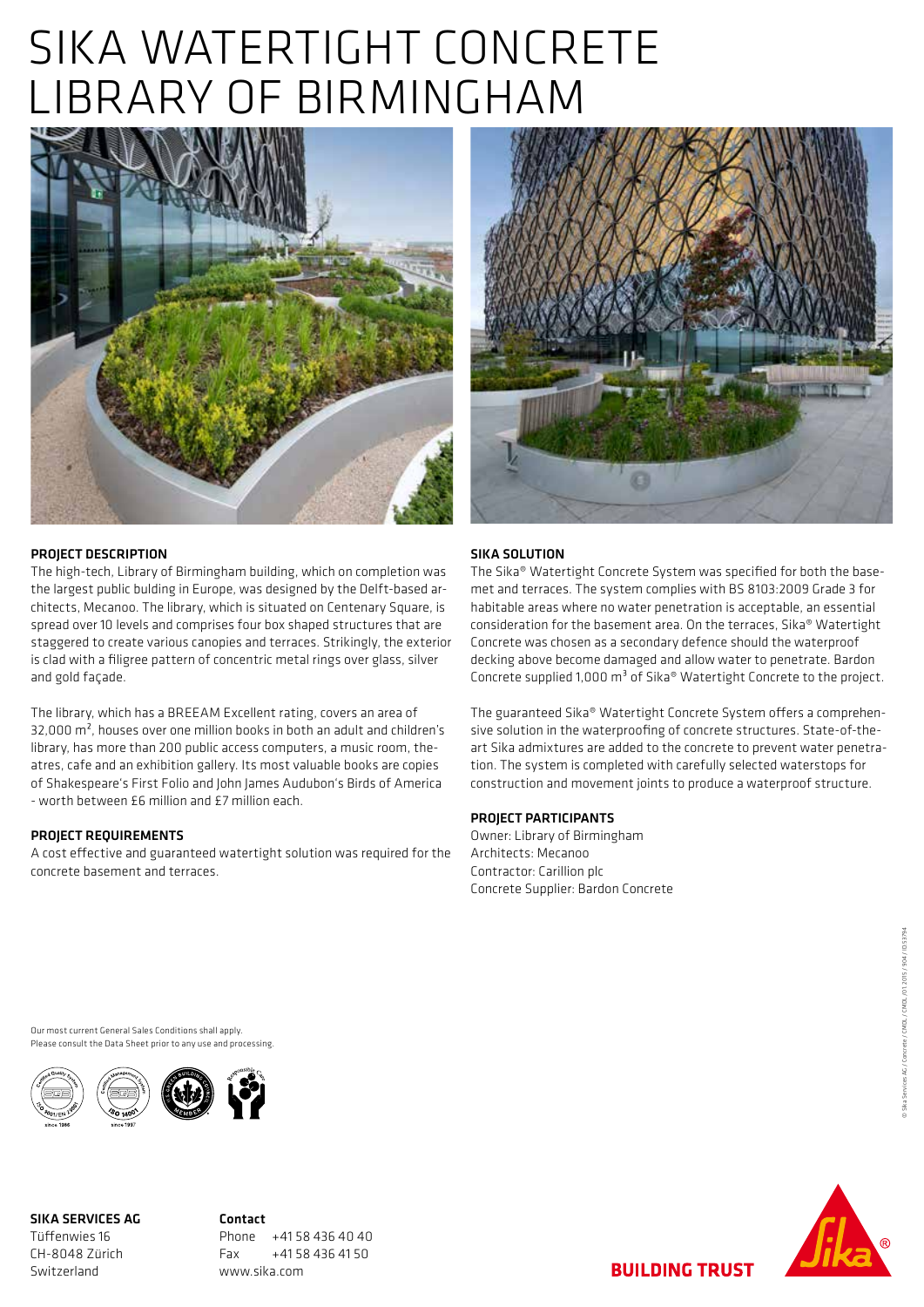# SIKA WATERTIGHT CONCRETE LIBRARY OF BIRMINGHAM

## PROJECT DESCRIPTION

The high-tech, Library of Birmingham building, which on completion was the largest public building in Europe, was designed by the Delft-based architects, Mecanoo. The library, which is situated on Centenary Square, is spread over 10 levels and comprises four box shaped structures that are staggered to create various canopies and terraces. Strikingly, the exterior is clad with a filigree pattern of concentric metal rings over glass, silver and gold façade.

The library, which has a BREEAM Excellent rating, covers an area of 32,000 m², houses over one million books in both an adult and children's library, has more than 200 public access computers, a music room, theatres, cafe and an exhibition gallery. Its most valuable books are copies of Shakespeare's First Folio and John James Audubon's Birds of America - worth between £6 million and £7 million each.

## PROJECT REQUIREMENTS

A cost effective and guaranteed watertight solution was required for the concrete basement and terraces.

## SIKA SOLUTION

The Sika® Watertight Concrete System was specified for both the basemet and terraces. The system complies with BS 8103:2009 Grade 3 for habitable areas where no water penetration is acceptable, an essential consideration for the basement area. On the terraces, Sika® Watertight Concrete was chosen as a secondary defence should the waterproof decking above become damaged and allow water to penetrate. Bardon Concrete supplied 1,000 m³ of Sika® Watertight Concrete to the project.

The guaranteed Sika® Watertight Concrete System offers a comprehensive solution in the waterproofing of concrete structures. State-of-the-art Sika admixtures are added to the concrete to prevent water penetration. The system is completed with carefully selected waterstops for construction and movement joints to produce a waterproof structure.

## PROJECT PARTICIPANTS

Owner: Library of Birmingham
Architects: Mecanoo
Contractor: Carillion plc
Concrete Supplier: Bardon Concrete

Our most current General Sales Conditions shall apply.
Please consult the Data Sheet prior to any use and processing.

© Sika Services AG / Concrete / CMDL / CMDL /01.2015 / 904 / 10353764

**SIKA SERVICES AG**
Tüffenwies 16
CH-8048 Zürich
Switzerland

**Contact**
Phone +41 58 436 40 40
Fax +41 58 436 41 50
www.sika.com

**BUILDING TRUST**